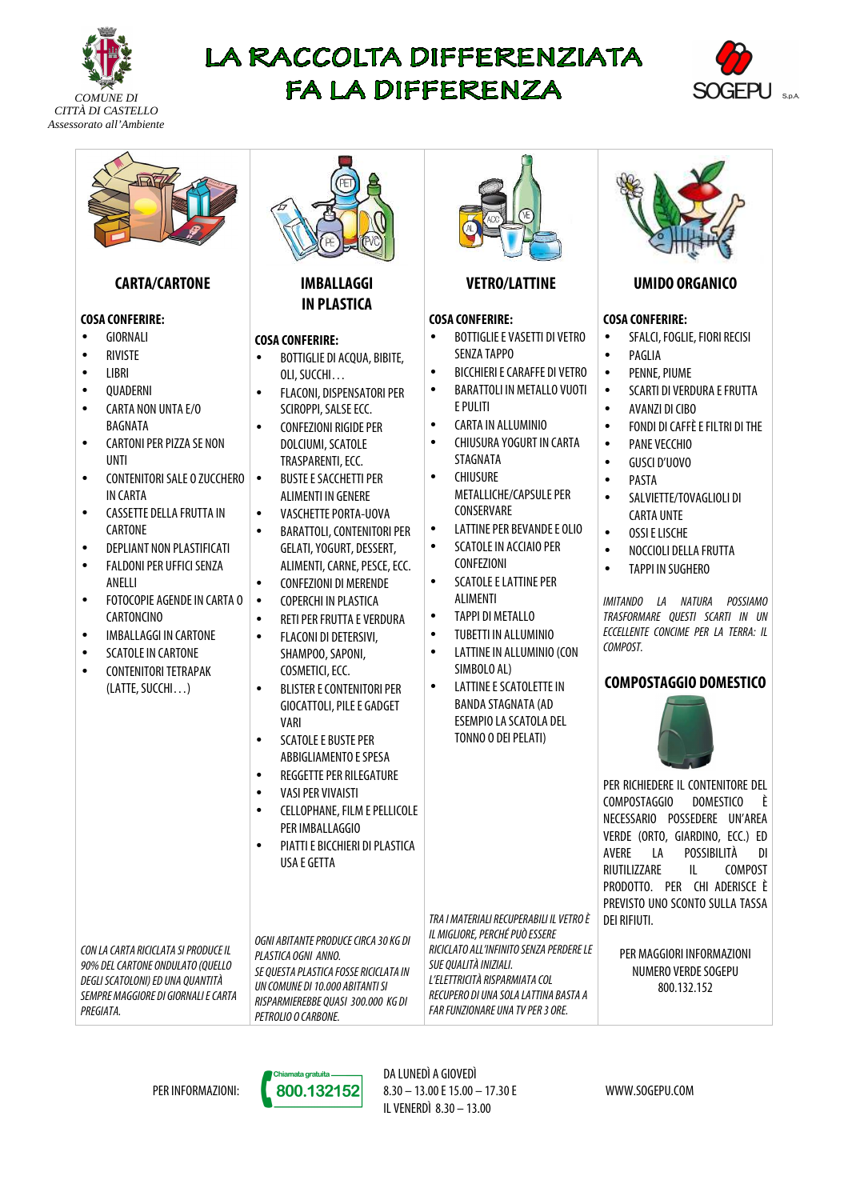COMUNE DI
CITTÀ DI CASTELLO
Assessorato all'Ambiente

# LA RACCOLTA DIFFERENZIATA FA LA DIFFERENZA

SOGEPU S.p.A.

## CARTA/CARTONE

**COSA CONFERIRE:**

- GIORNALI
- RIVISTE
- LIBRI
- QUADERNI
- CARTA NON UNTA E/O BAGNATA
- CARTONI PER PIZZA SE NON UNTI
- CONTENITORI SALE O ZUCCHERO IN CARTA
- CASSETTE DELLA FRUTTA IN CARTONE
- DEPLIANT NON PLASTIFICATI
- FALDONI PER UFFICI SENZA ANELLI
- FOTOCOPIE AGENDE IN CARTA O CARTONCINO
- IMBALLAGGI IN CARTONE
- SCATOLE IN CARTONE
- CONTENITORI TETRAPAK (LATTE, SUCCHI…)

*CON LA CARTA RICICLATA SI PRODUCE IL 90% DEL CARTONE ONDULATO (QUELLO DEGLI SCATOLONI) ED UNA QUANTITÀ SEMPRE MAGGIORE DI GIORNALI E CARTA PREGIATA.*

## IMBALLAGGI IN PLASTICA

**COSA CONFERIRE:**

- BOTTIGLIE DI ACQUA, BIBITE, OLI, SUCCHI…
- FLACONI, DISPENSATORI PER SCIROPPI, SALSE ECC.
- CONFEZIONI RIGIDE PER DOLCIUMI, SCATOLE TRASPARENTI, ECC.
- BUSTE E SACCHETTI PER ALIMENTI IN GENERE
- VASCHETTE PORTA-UOVA
- BARATTOLI, CONTENITORI PER GELATI, YOGURT, DESSERT, ALIMENTI, CARNE, PESCE, ECC.
- CONFEZIONI DI MERENDE
- COPERCHI IN PLASTICA
- RETI PER FRUTTA E VERDURA
- FLACONI DI DETERSIVI, SHAMPOO, SAPONI, COSMETICI, ECC.
- BLISTER E CONTENITORI PER GIOCATTOLI, PILE E GADGET VARI
- SCATOLE E BUSTE PER ABBIGLIAMENTO E SPESA
- REGGETTE PER RILEGATURE
- VASI PER VIVAISTI
- CELLOPHANE, FILM E PELLICOLE PER IMBALLAGGIO
- PIATTI E BICCHIERI DI PLASTICA USA E GETTA

*OGNI ABITANTE PRODUCE CIRCA 30 KG DI PLASTICA OGNI ANNO.*
*SE QUESTA PLASTICA FOSSE RICICLATA IN UN COMUNE DI 10.000 ABITANTI SI RISPARMIEREBBE QUASI 300.000 KG DI PETROLIO O CARBONE.*

## VETRO/LATTINE

**COSA CONFERIRE:**

- BOTTIGLIE E VASETTI DI VETRO SENZA TAPPO
- BICCHIERI E CARAFFE DI VETRO
- BARATTOLI IN METALLO VUOTI E PULITI
- CARTA IN ALLUMINIO
- CHIUSURA YOGURT IN CARTA STAGNATA
- CHIUSURE METALLICHE/CAPSULE PER CONSERVE
- LATTINE PER BEVANDE E OLIO
- SCATOLE IN ACCIAIO PER CONFEZIONI
- SCATOLE E LATTINE PER ALIMENTI
- TAPPI DI METALLO
- TUBETTI IN ALLUMINIO
- LATTINE IN ALLUMINIO (CON SIMBOLO AL)
- LATTINE E SCATOLETTE IN BANDA STAGNATA (AD ESEMPIO LA SCATOLA DEL TONNO O DEI PELATI)

*TRA I MATERIALI RECUPERABILI IL VETRO È IL MIGLIORE, PERCHÉ PUÒ ESSERE RICICLATO ALL'INFINITO SENZA PERDERE LE SUE QUALITÀ INIZIALI.*
*L'ELETTRICITÀ RISPARMIATA COL RECUPERO DI UNA SOLA LATTINA BASTA A FAR FUNZIONARE UNA TV PER 3 ORE.*

## UMIDO ORGANICO

**COSA CONFERIRE:**

- SFALCI, FOGLIE, FIORI RECISI
- PAGLIA
- PENNE, PIUME
- SCARTI DI VERDURA E FRUTTA
- AVANZI DI CIBO
- FONDI DI CAFFÈ E FILTRI DI THE
- PANE VECCHIO
- GUSCI D'UOVO
- PASTA
- SALVIETTE/TOVAGLIOLI DI CARTA UNTE
- OSSI E LISCHE
- NOCCIOLI DELLA FRUTTA
- TAPPI IN SUGHERO

*IMITANDO LA NATURA POSSIAMO TRASFORMARE QUESTI SCARTI IN UN ECCELLENTE CONCIME PER LA TERRA: IL COMPOST.*

## COMPOSTAGGIO DOMESTICO

PER RICHIEDERE IL CONTENITORE DEL COMPOSTAGGIO DOMESTICO È NECESSARIO POSSEDERE UN'AREA VERDE (ORTO, GIARDINO, ECC.) ED AVERE LA POSSIBILITÀ DI RIUTILIZZARE IL COMPOST PRODOTTO. PER CHI ADERISCE È PREVISTO UNO SCONTO SULLA TASSA DEI RIFIUTI.

PER MAGGIORI INFORMAZIONI
NUMERO VERDE SOGEPU
800.132.152

---

PER INFORMAZIONI: Chiamata gratuita 800.132152

DA LUNEDÌ A GIOVEDÌ
8.30 – 13.00 E 15.00 – 17.30 E
IL VENERDÌ 8.30 – 13.00

WWW.SOGEPU.COM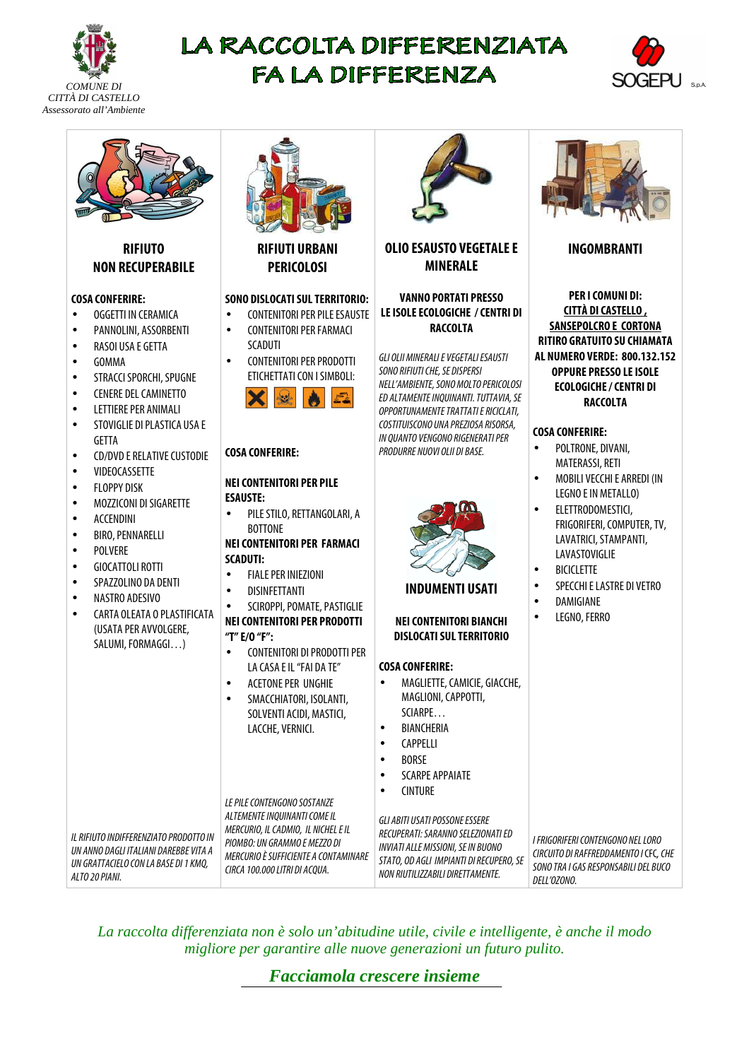COMUNE DI CITTÀ DI CASTELLO
Assessorato all'Ambiente

# LA RACCOLTA DIFFERENZIATA FA LA DIFFERENZA

SOGEPU S.p.A.

## RIFIUTO NON RECUPERABILE

**COSA CONFERIRE:**

- OGGETTI IN CERAMICA
- PANNOLINI, ASSORBENTI
- RASOI USA E GETTA
- GOMMA
- STRACCI SPORCHI, SPUGNE
- CENERE DEL CAMINETTO
- LETTIERE PER ANIMALI
- STOVIGLIE DI PLASTICA USA E GETTA
- CD/DVD E RELATIVE CUSTODIE
- VIDEOCASSETTE
- FLOPPY DISK
- MOZZICONI DI SIGARETTE
- ACCENDINI
- BIRO, PENNARELLI
- POLVERE
- GIOCATTOLI ROTTI
- SPAZZOLINO DA DENTI
- NASTRO ADESIVO
- CARTA OLEATA O PLASTIFICATA (USATA PER AVVOLGERE, SALUMI, FORMAGGI…)

*IL RIFIUTO INDIFFERENZIATO PRODOTTO IN UN ANNO DAGLI ITALIANI DAREBBE VITA A UN GRATTACIELO CON LA BASE DI 1 KMQ, ALTO 20 PIANI.*

## RIFIUTI URBANI PERICOLOSI

**SONO DISLOCATI SUL TERRITORIO:**

- CONTENITORI PER PILE ESAUSTE
- CONTENITORI PER FARMACI SCADUTI
- CONTENITORI PER PRODOTTI ETICHETTATI CON I SIMBOLI:

**COSA CONFERIRE:**

**NEI CONTENITORI PER PILE ESAUSTE:**

- PILE STILO, RETTANGOLARI, A BOTTONE

**NEI CONTENITORI PER FARMACI SCADUTI:**

- FIALE PER INIEZIONI
- DISINFETTANTI
- SCIROPPI, POMATE, PASTIGLIE

**NEI CONTENITORI PER PRODOTTI "T" E/O "F":**

- CONTENITORI DI PRODOTTI PER LA CASA E IL "FAI DA TE"
- ACETONE PER UNGHIE
- SMACCHIATORI, ISOLANTI, SOLVENTI ACIDI, MASTICI, LACCHE, VERNICI.

*LE PILE CONTENGONO SOSTANZE ALTEMENTE INQUINANTI COME IL MERCURIO, IL CADMIO, IL NICHEL E IL PIOMBO: UN GRAMMO E MEZZO DI MERCURIO È SUFFICIENTE A CONTAMINARE CIRCA 100.000 LITRI DI ACQUA.*

## OLIO ESAUSTO VEGETALE E MINERALE

**VANNO PORTATI PRESSO LE ISOLE ECOLOGICHE / CENTRI DI RACCOLTA**

*GLI OLII MINERALI E VEGETALI ESAUSTI SONO RIFIUTI CHE, SE DISPERSI NELL'AMBIENTE, SONO MOLTO PERICOLOSI ED ALTAMENTE INQUINANTI. TUTTAVIA, SE OPPORTUNAMENTE TRATTATI E RICICLATI, COSTITUISCONO UNA PREZIOSA RISORSA, IN QUANTO VENGONO RIGENERATI PER PRODURRE NUOVI OLII DI BASE.*

## INDUMENTI USATI

**NEI CONTENITORI BIANCHI DISLOCATI SUL TERRITORIO**

**COSA CONFERIRE:**

- MAGLIETTE, CAMICIE, GIACCHE, MAGLIONI, CAPPOTTI, SCIARPE…
- BIANCHERIA
- CAPPELLI
- BORSE
- SCARPE APPAIATE
- CINTURE

*GLI ABITI USATI POSSONE ESSERE RECUPERATI: SARANNO SELEZIONATI ED INVIATI ALLE MISSIONI, SE IN BUONO STATO, OD AGLI IMPIANTI DI RECUPERO, SE NON RIUTILIZZABILI DIRETTAMENTE.*

## INGOMBRANTI

**PER I COMUNI DI: CITTÀ DI CASTELLO, SANSEPOLCRO E CORTONA RITIRO GRATUITO SU CHIAMATA AL NUMERO VERDE: 800.132.152 OPPURE PRESSO LE ISOLE ECOLOGICHE / CENTRI DI RACCOLTA**

**COSA CONFERIRE:**

- POLTRONE, DIVANI, MATERASSI, RETI
- MOBILI VECCHI E ARREDI (IN LEGNO E IN METALLO)
- ELETTRODOMESTICI, FRIGORIFERI, COMPUTER, TV, LAVATRICI, STAMPANTI, LAVASTOVIGLIE
- BICICLETTE
- SPECCHI E LASTRE DI VETRO
- DAMIGIANE
- LEGNO, FERRO

*I FRIGORIFERI CONTENGONO NEL LORO CIRCUITO DI RAFFREDDAMENTO I CFC, CHE SONO TRA I GAS RESPONSABILI DEL BUCO DELL'OZONO.*

*La raccolta differenziata non è solo un'abitudine utile, civile e intelligente, è anche il modo migliore per garantire alle nuove generazioni un futuro pulito.*

***Facciamola crescere insieme***